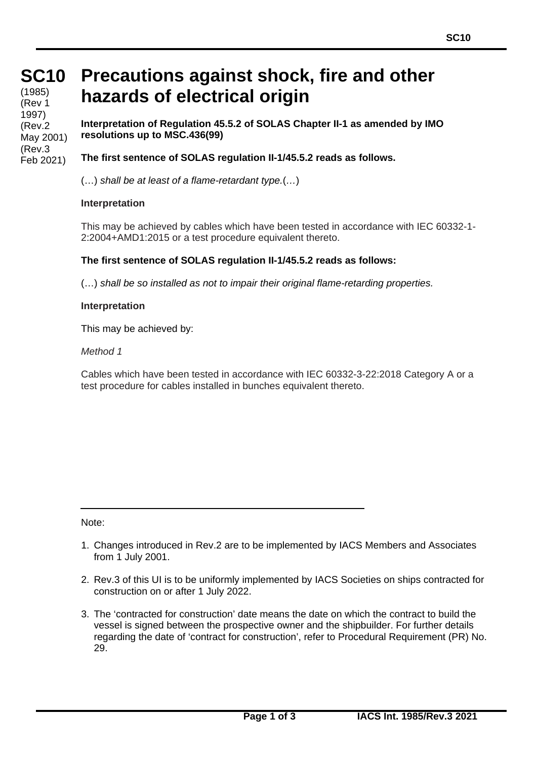# SC10 Precautions against shock, fire and other hazards of electrical origin

(1985)
(Rev 1 1997)
(Rev.2 May 2001)
(Rev.3 Feb 2021)

**Interpretation of Regulation 45.5.2 of SOLAS Chapter II-1 as amended by IMO resolutions up to MSC.436(99)**

**The first sentence of SOLAS regulation II-1/45.5.2 reads as follows.**

(…) *shall be at least of a flame-retardant type.*(…)

**Interpretation**

This may be achieved by cables which have been tested in accordance with IEC 60332-1-2:2004+AMD1:2015 or a test procedure equivalent thereto.

**The first sentence of SOLAS regulation II-1/45.5.2 reads as follows:**

(…) *shall be so installed as not to impair their original flame-retarding properties.*

**Interpretation**

This may be achieved by:

*Method 1*

Cables which have been tested in accordance with IEC 60332-3-22:2018 Category A or a test procedure for cables installed in bunches equivalent thereto.

---

Note:

1. Changes introduced in Rev.2 are to be implemented by IACS Members and Associates from 1 July 2001.

2. Rev.3 of this UI is to be uniformly implemented by IACS Societies on ships contracted for construction on or after 1 July 2022.

3. The 'contracted for construction' date means the date on which the contract to build the vessel is signed between the prospective owner and the shipbuilder. For further details regarding the date of 'contract for construction', refer to Procedural Requirement (PR) No. 29.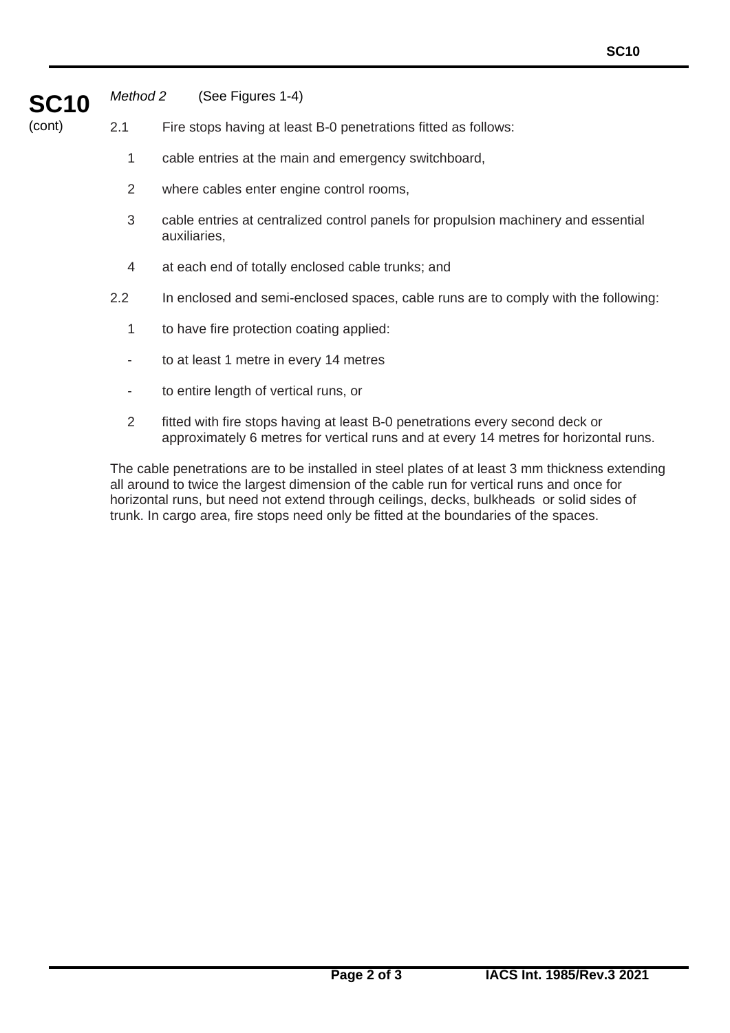**SC10** (cont)

*Method 2* (See Figures 1-4)

2.1 Fire stops having at least B-0 penetrations fitted as follows:

1 cable entries at the main and emergency switchboard,

2 where cables enter engine control rooms,

3 cable entries at centralized control panels for propulsion machinery and essential auxiliaries,

4 at each end of totally enclosed cable trunks; and

2.2 In enclosed and semi-enclosed spaces, cable runs are to comply with the following:

1 to have fire protection coating applied:

- to at least 1 metre in every 14 metres
- to entire length of vertical runs, or

2 fitted with fire stops having at least B-0 penetrations every second deck or approximately 6 metres for vertical runs and at every 14 metres for horizontal runs.

The cable penetrations are to be installed in steel plates of at least 3 mm thickness extending all around to twice the largest dimension of the cable run for vertical runs and once for horizontal runs, but need not extend through ceilings, decks, bulkheads or solid sides of trunk. In cargo area, fire stops need only be fitted at the boundaries of the spaces.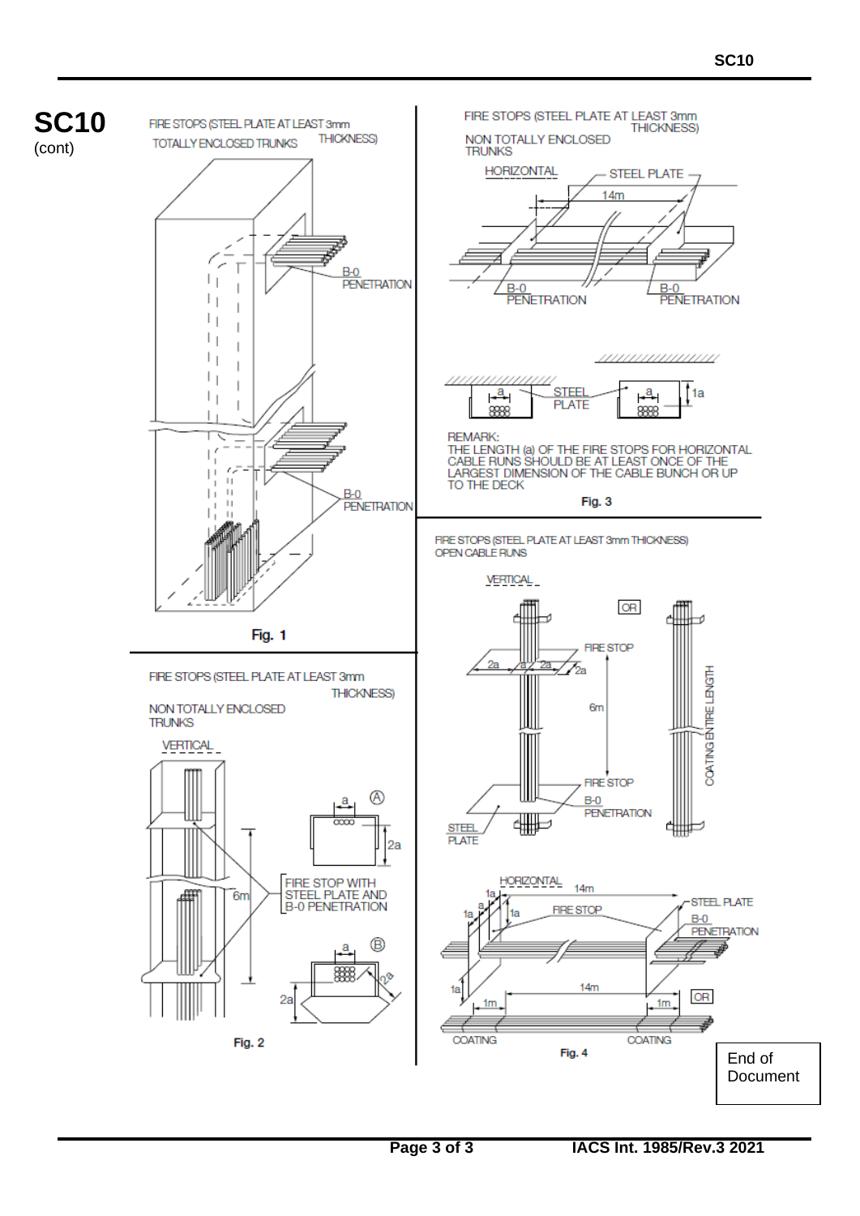# SC10
(cont)

FIRE STOPS (STEEL PLATE AT LEAST 3mm THICKNESS)

TOTALLY ENCLOSED TRUNKS

B-0 PENETRATION

B-0 PENETRATION

**Fig. 1**

FIRE STOPS (STEEL PLATE AT LEAST 3mm THICKNESS)

NON TOTALLY ENCLOSED TRUNKS

HORIZONTAL

STEEL PLATE

14m

B-0 PENETRATION

B-0 PENETRATION

a

STEEL PLATE

a

1a

REMARK:
THE LENGTH (a) OF THE FIRE STOPS FOR HORIZONTAL CABLE RUNS SHOULD BE AT LEAST ONCE OF THE LARGEST DIMENSION OF THE CABLE BUNCH OR UP TO THE DECK

**Fig. 3**

FIRE STOPS (STEEL PLATE AT LEAST 3mm THICKNESS)

NON TOTALLY ENCLOSED TRUNKS

VERTICAL

6m

a

Ⓐ

2a

FIRE STOP WITH STEEL PLATE AND B-0 PENETRATION

a

Ⓑ

2a

2a

**Fig. 2**

FIRE STOPS (STEEL PLATE AT LEAST 3mm THICKNESS)

OPEN CABLE RUNS

VERTICAL

OR

2a

a

2a

2a

FIRE STOP

6m

FIRE STOP

B-0 PENETRATION

STEEL PLATE

COATING ENTIRE LENGTH

HORIZONTAL

14m

1a

a

1a

1a

FIRE STOP

STEEL PLATE

B-0 PENETRATION

1a

14m

OR

1m

1m

COATING

COATING

**Fig. 4**

End of Document